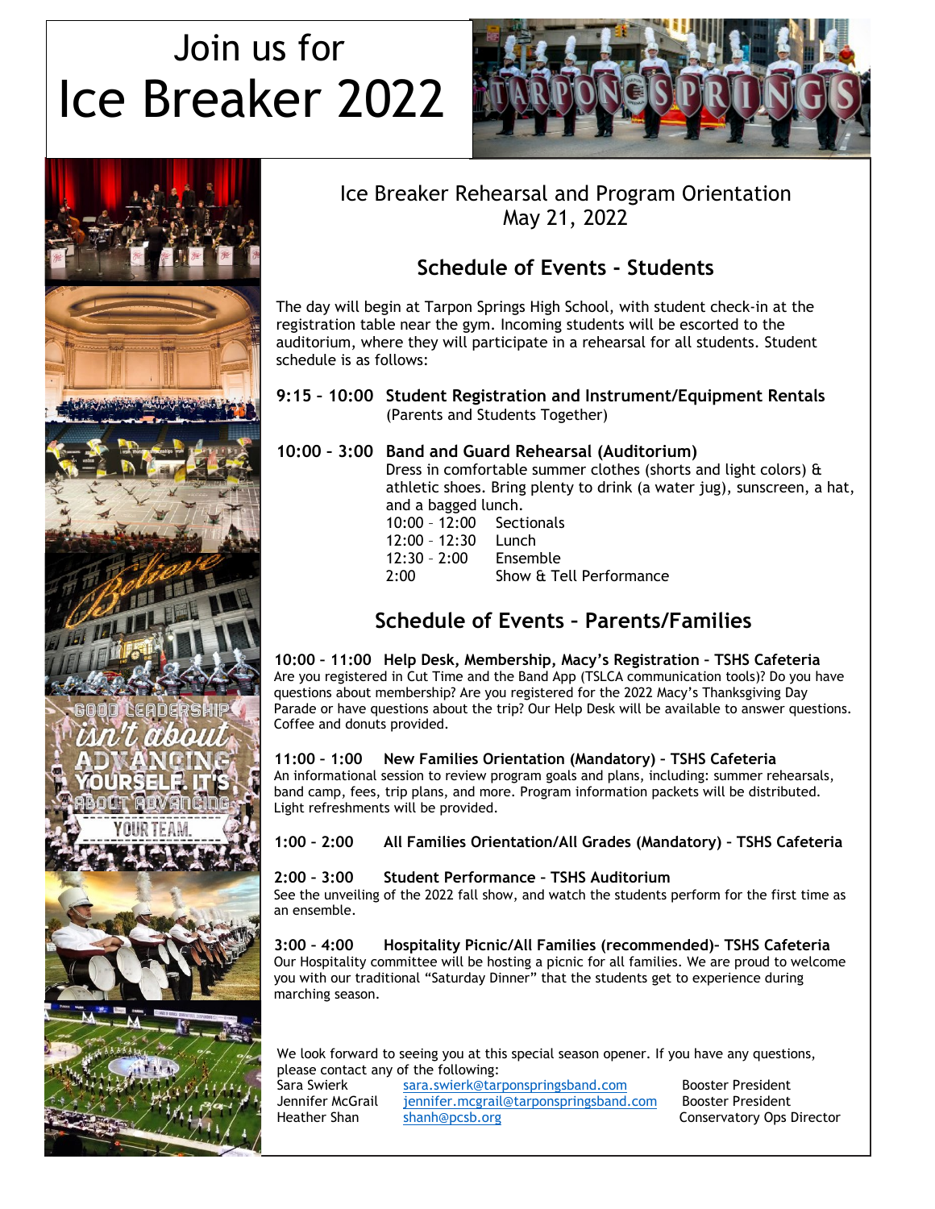# Join us for Ice Breaker 2022

## Ice Breaker Rehearsal and Program Orientation
May 21, 2022

## Schedule of Events - Students

The day will begin at Tarpon Springs High School, with student check-in at the registration table near the gym. Incoming students will be escorted to the auditorium, where they will participate in a rehearsal for all students. Student schedule is as follows:

**9:15 – 10:00 Student Registration and Instrument/Equipment Rentals**
(Parents and Students Together)

**10:00 – 3:00 Band and Guard Rehearsal (Auditorium)**
Dress in comfortable summer clothes (shorts and light colors) & athletic shoes. Bring plenty to drink (a water jug), sunscreen, a hat, and a bagged lunch.

| | |
|---|---|
| 10:00 – 12:00 | Sectionals |
| 12:00 – 12:30 | Lunch |
| 12:30 – 2:00 | Ensemble |
| 2:00 | Show & Tell Performance |

## Schedule of Events – Parents/Families

**10:00 – 11:00 Help Desk, Membership, Macy's Registration – TSHS Cafeteria**
Are you registered in Cut Time and the Band App (TSLCA communication tools)? Do you have questions about membership? Are you registered for the 2022 Macy's Thanksgiving Day Parade or have questions about the trip? Our Help Desk will be available to answer questions. Coffee and donuts provided.

**11:00 – 1:00 New Families Orientation (Mandatory) – TSHS Cafeteria**
An informational session to review program goals and plans, including: summer rehearsals, band camp, fees, trip plans, and more. Program information packets will be distributed. Light refreshments will be provided.

**1:00 – 2:00 All Families Orientation/All Grades (Mandatory) – TSHS Cafeteria**

**2:00 – 3:00 Student Performance – TSHS Auditorium**
See the unveiling of the 2022 fall show, and watch the students perform for the first time as an ensemble.

**3:00 – 4:00 Hospitality Picnic/All Families (recommended)- TSHS Cafeteria**
Our Hospitality committee will be hosting a picnic for all families. We are proud to welcome you with our traditional "Saturday Dinner" that the students get to experience during marching season.

We look forward to seeing you at this special season opener. If you have any questions, please contact any of the following:

| | | |
|---|---|---|
| Sara Swierk | sara.swierk@tarponspringsband.com | Booster President |
| Jennifer McGrail | jennifer.mcgrail@tarponspringsband.com | Booster President |
| Heather Shan | shanh@pcsb.org | Conservatory Ops Director |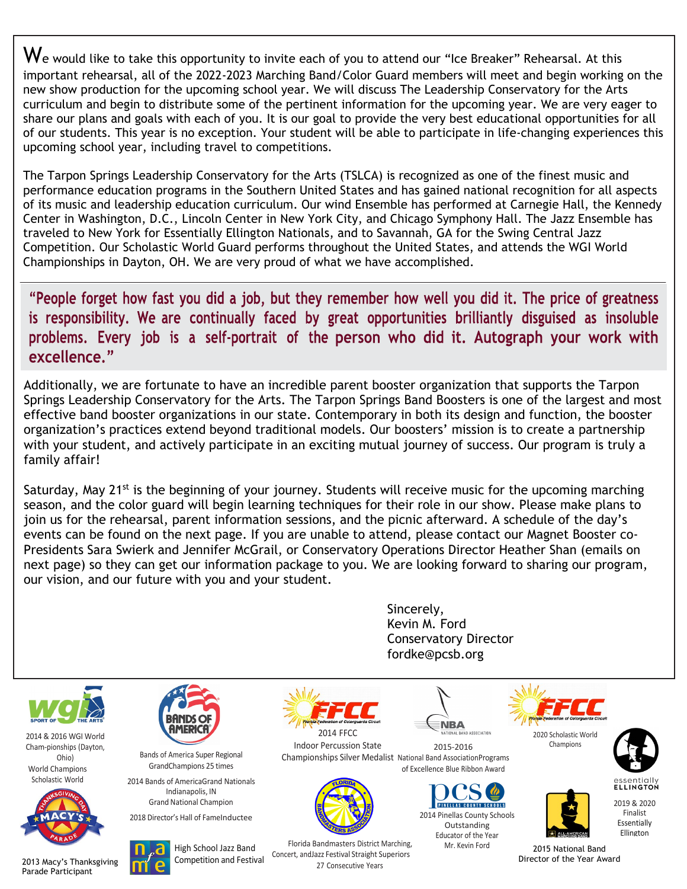We would like to take this opportunity to invite each of you to attend our "Ice Breaker" Rehearsal. At this important rehearsal, all of the 2022-2023 Marching Band/Color Guard members will meet and begin working on the new show production for the upcoming school year. We will discuss The Leadership Conservatory for the Arts curriculum and begin to distribute some of the pertinent information for the upcoming year. We are very eager to share our plans and goals with each of you. It is our goal to provide the very best educational opportunities for all of our students. This year is no exception. Your student will be able to participate in life-changing experiences this upcoming school year, including travel to competitions.

The Tarpon Springs Leadership Conservatory for the Arts (TSLCA) is recognized as one of the finest music and performance education programs in the Southern United States and has gained national recognition for all aspects of its music and leadership education curriculum. Our wind Ensemble has performed at Carnegie Hall, the Kennedy Center in Washington, D.C., Lincoln Center in New York City, and Chicago Symphony Hall. The Jazz Ensemble has traveled to New York for Essentially Ellington Nationals, and to Savannah, GA for the Swing Central Jazz Competition. Our Scholastic World Guard performs throughout the United States, and attends the WGI World Championships in Dayton, OH. We are very proud of what we have accomplished.

> "People forget how fast you did a job, but they remember how well you did it. The price of greatness is responsibility. We are continually faced by great opportunities brilliantly disguised as insoluble problems. Every job is a self-portrait of the person who did it. Autograph your work with excellence."

Additionally, we are fortunate to have an incredible parent booster organization that supports the Tarpon Springs Leadership Conservatory for the Arts. The Tarpon Springs Band Boosters is one of the largest and most effective band booster organizations in our state. Contemporary in both its design and function, the booster organization's practices extend beyond traditional models. Our boosters' mission is to create a partnership with your student, and actively participate in an exciting mutual journey of success. Our program is truly a family affair!

Saturday, May 21st is the beginning of your journey. Students will receive music for the upcoming marching season, and the color guard will begin learning techniques for their role in our show. Please make plans to join us for the rehearsal, parent information sessions, and the picnic afterward. A schedule of the day's events can be found on the next page. If you are unable to attend, please contact our Magnet Booster co-Presidents Sara Swierk and Jennifer McGrail, or Conservatory Operations Director Heather Shan (emails on next page) so they can get our information package to you. We are looking forward to sharing our program, our vision, and our future with you and your student.

Sincerely,
Kevin M. Ford
Conservatory Director
fordke@pcsb.org

2014 & 2016 WGI World Cham-pionships (Dayton, Ohio)
World Champions
Scholastic World

2013 Macy's Thanksgiving Parade Participant

Bands of America Super Regional GrandChampions 25 times

2014 Bands of AmericaGrand Nationals Indianapolis, IN
Grand National Champion

2018 Director's Hall of FameInductee

High School Jazz Band Competition and Festival

2014 FFCC
Indoor Percussion State Championships Silver Medalist

Florida Bandmasters District Marching, Concert, andJazz Festival Straight Superiors
27 Consecutive Years

2015-2016
National Band AssociationPrograms of Excellence Blue Ribbon Award

2014 Pinellas County Schools Outstanding Educator of the Year
Mr. Kevin Ford

2020 Scholastic World Champions

2019 & 2020
Finalist
Essentially Ellington

2015 National Band Director of the Year Award